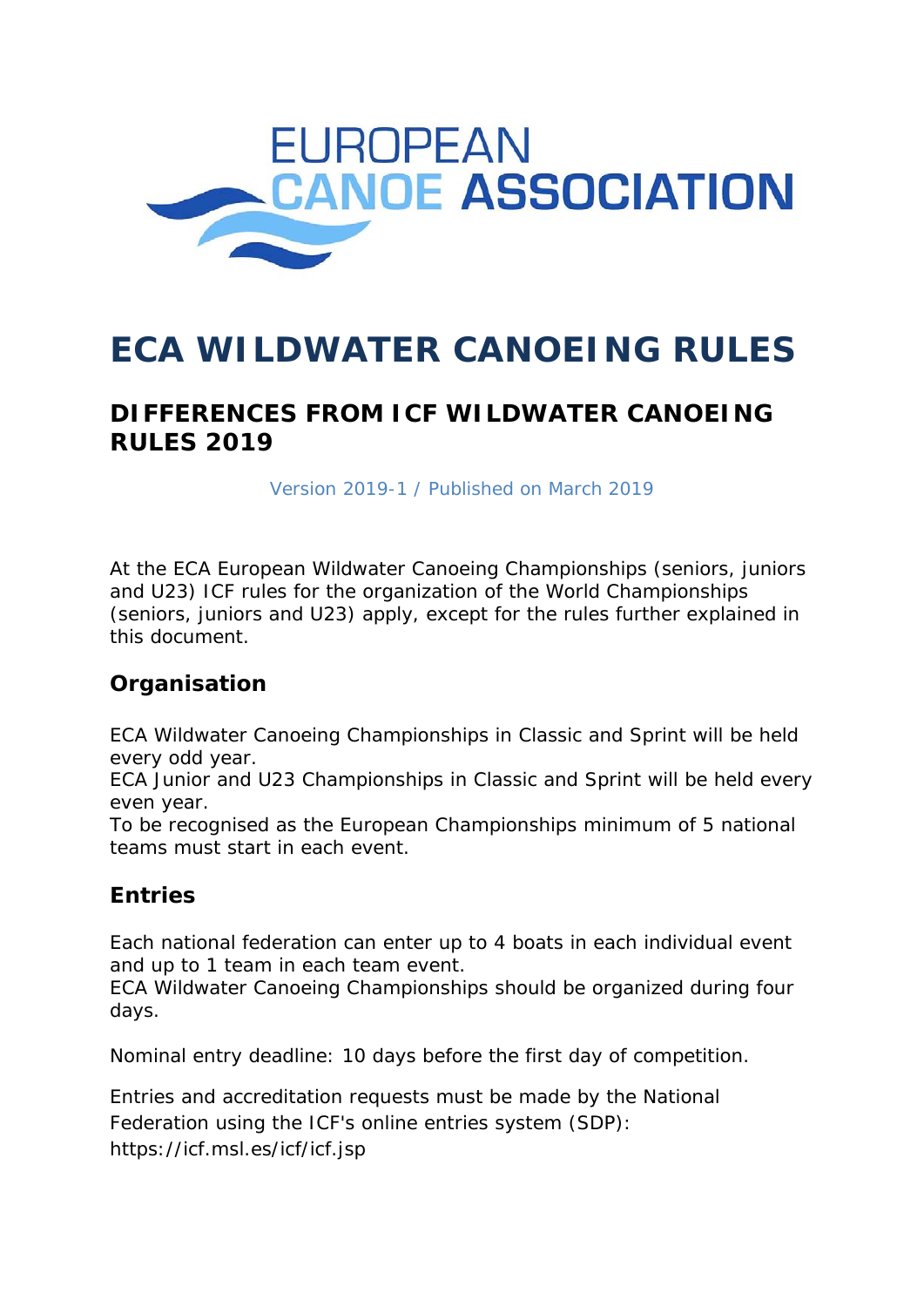# ECA WILDWATER CANOEING RULES

## DIFFERENCES FROM ICF WILDWATER CANOEING RULES 2019

Version 2019-1 / Published on March 2019

At the ECA European Wildwater Canoeing Championships (seniors, juniors and U23) ICF rules for the organization of the World Championships (seniors, juniors and U23) apply, except for the rules further explained in this document.

### Organisation

ECA Wildwater Canoeing Championships in Classic and Sprint will be held every odd year.
ECA Junior and U23 Championships in Classic and Sprint will be held every even year.
To be recognised as the European Championships minimum of 5 national teams must start in each event.

### Entries

Each national federation can enter up to 4 boats in each individual event and up to 1 team in each team event.
ECA Wildwater Canoeing Championships should be organized during four days.

Nominal entry deadline: 10 days before the first day of competition.

Entries and accreditation requests must be made by the National Federation using the ICF's online entries system (SDP):
https://icf.msl.es/icf/icf.jsp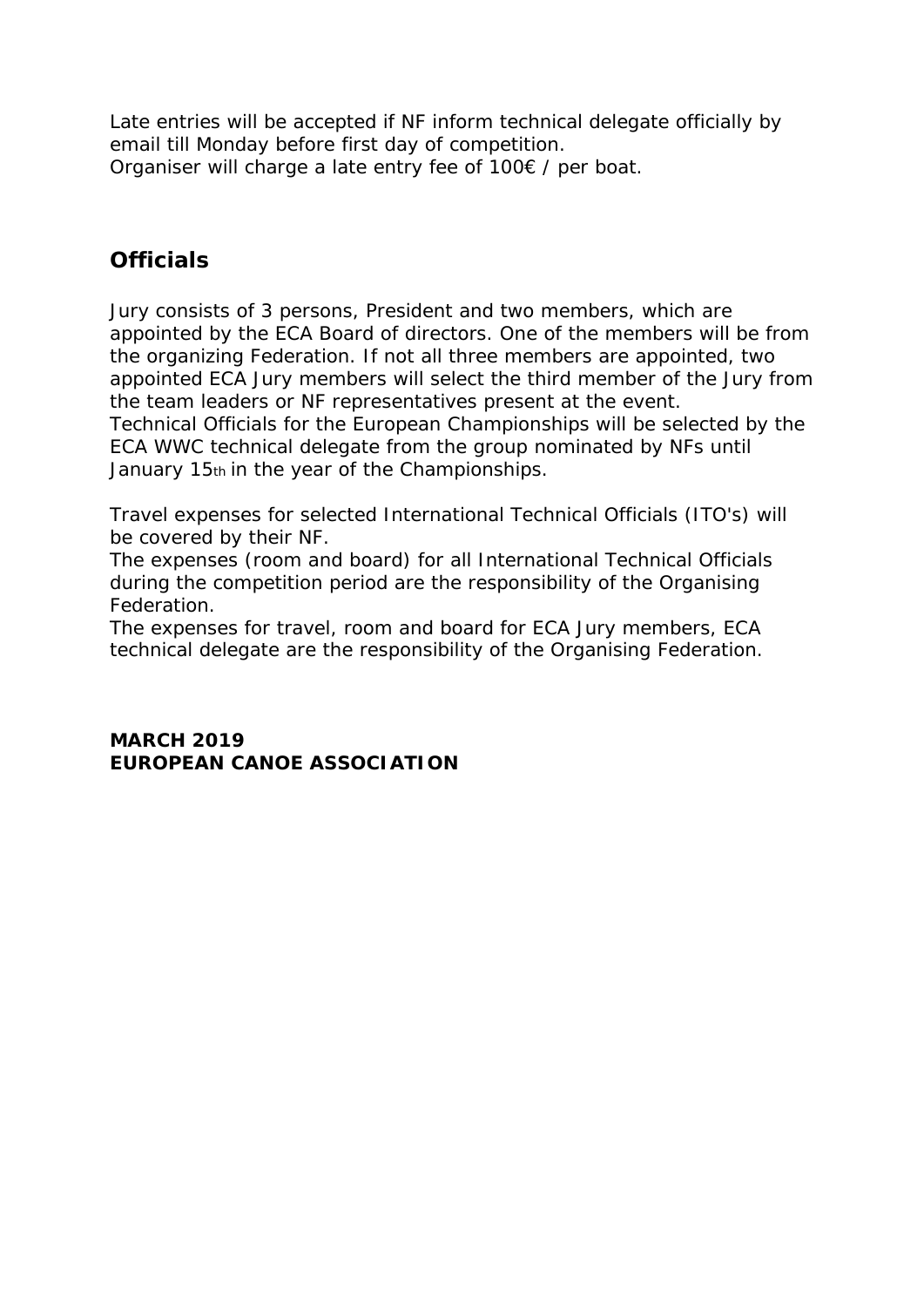Late entries will be accepted if NF inform technical delegate officially by email till Monday before first day of competition.
Organiser will charge a late entry fee of 100€ / per boat.

## Officials

Jury consists of 3 persons, President and two members, which are appointed by the ECA Board of directors. One of the members will be from the organizing Federation. If not all three members are appointed, two appointed ECA Jury members will select the third member of the Jury from the team leaders or NF representatives present at the event.
Technical Officials for the European Championships will be selected by the ECA WWC technical delegate from the group nominated by NFs until January 15th in the year of the Championships.

Travel expenses for selected International Technical Officials (ITO's) will be covered by their NF.
The expenses (room and board) for all International Technical Officials during the competition period are the responsibility of the Organising Federation.
The expenses for travel, room and board for ECA Jury members, ECA technical delegate are the responsibility of the Organising Federation.

**MARCH 2019**
**EUROPEAN CANOE ASSOCIATION**